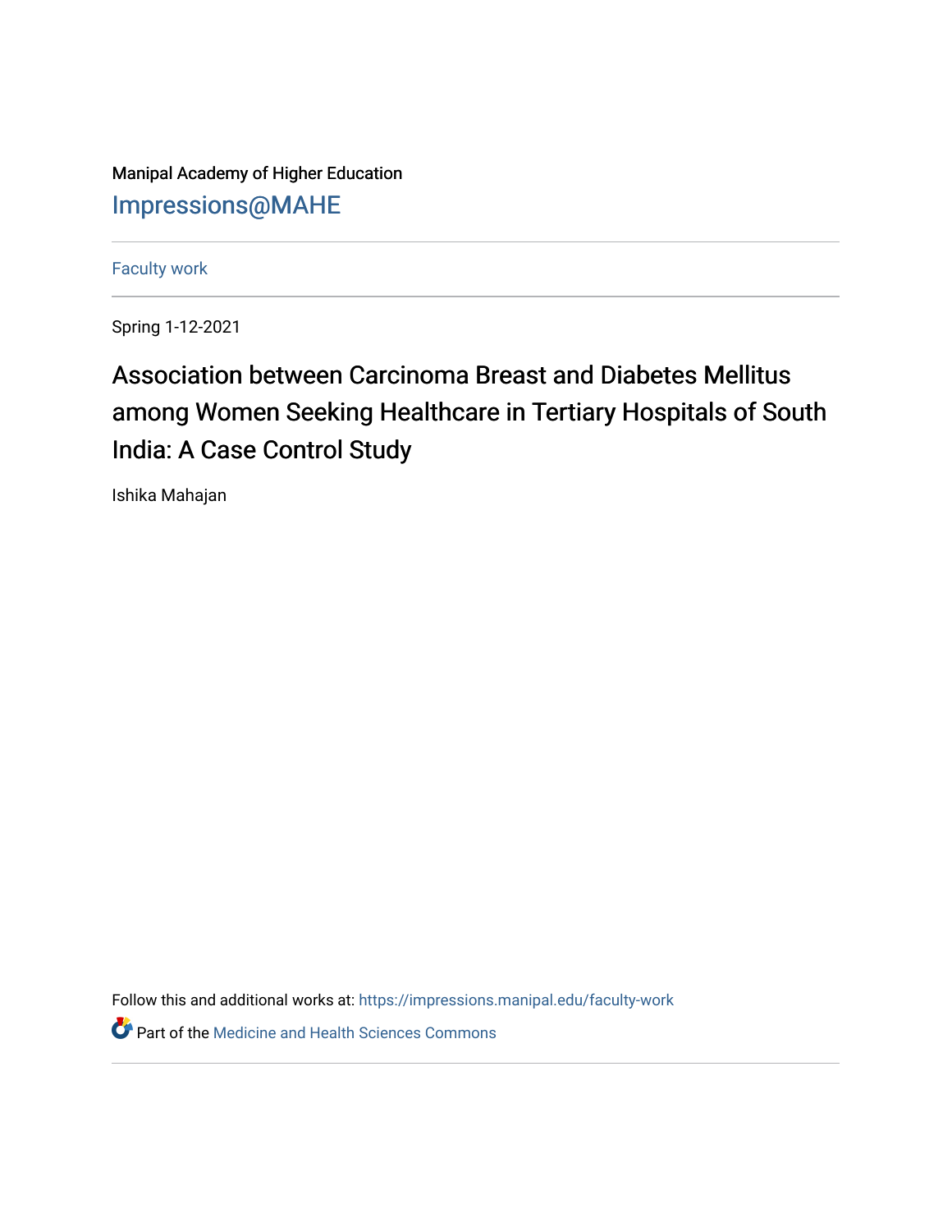Manipal Academy of Higher Education

# Impressions@MAHE

Faculty work

Spring 1-12-2021

## Association between Carcinoma Breast and Diabetes Mellitus among Women Seeking Healthcare in Tertiary Hospitals of South India: A Case Control Study

Ishika Mahajan

Follow this and additional works at: https://impressions.manipal.edu/faculty-work

Part of the Medicine and Health Sciences Commons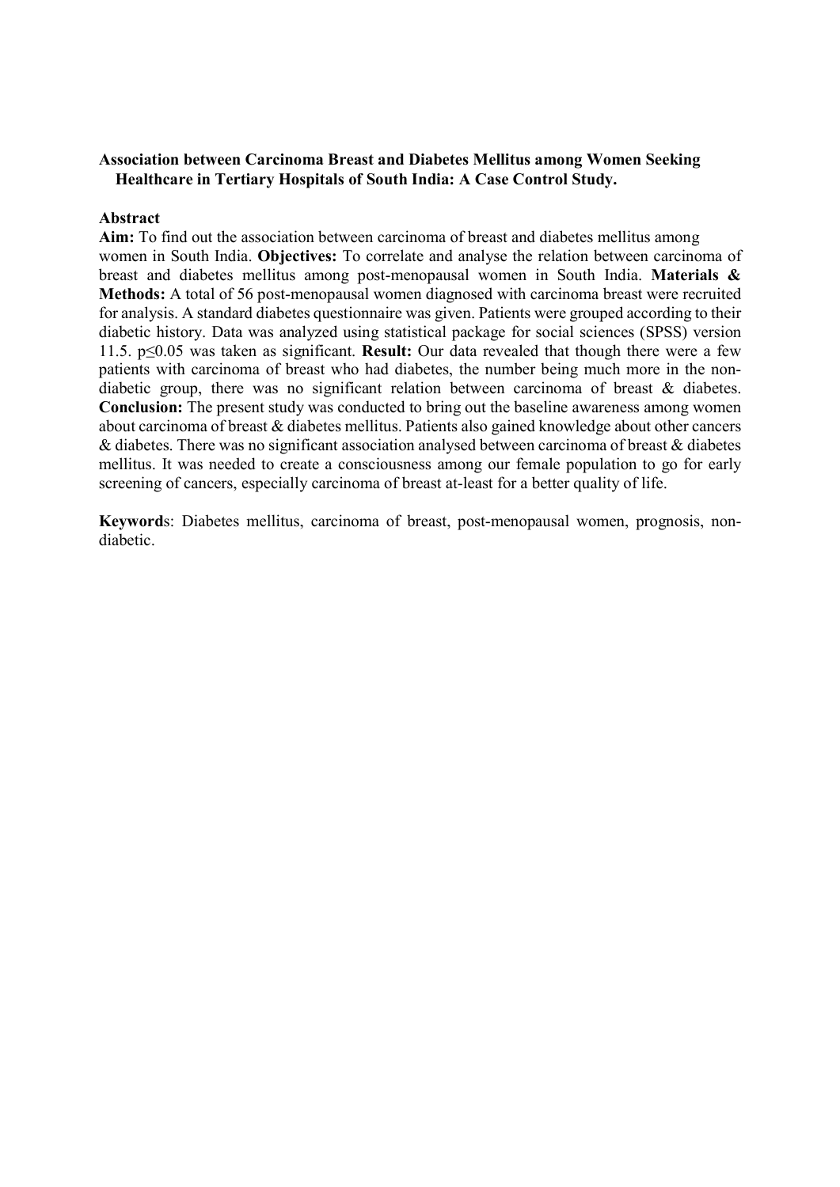**Association between Carcinoma Breast and Diabetes Mellitus among Women Seeking Healthcare in Tertiary Hospitals of South India: A Case Control Study.**

**Abstract**

**Aim:** To find out the association between carcinoma of breast and diabetes mellitus among women in South India. **Objectives:** To correlate and analyse the relation between carcinoma of breast and diabetes mellitus among post-menopausal women in South India. **Materials & Methods:** A total of 56 post-menopausal women diagnosed with carcinoma breast were recruited for analysis. A standard diabetes questionnaire was given. Patients were grouped according to their diabetic history. Data was analyzed using statistical package for social sciences (SPSS) version 11.5. $p \leq 0.05$ was taken as significant. **Result:** Our data revealed that though there were a few patients with carcinoma of breast who had diabetes, the number being much more in the non-diabetic group, there was no significant relation between carcinoma of breast & diabetes. **Conclusion:** The present study was conducted to bring out the baseline awareness among women about carcinoma of breast & diabetes mellitus. Patients also gained knowledge about other cancers & diabetes. There was no significant association analysed between carcinoma of breast & diabetes mellitus. It was needed to create a consciousness among our female population to go for early screening of cancers, especially carcinoma of breast at-least for a better quality of life.

**Keywords**: Diabetes mellitus, carcinoma of breast, post-menopausal women, prognosis, non-diabetic.